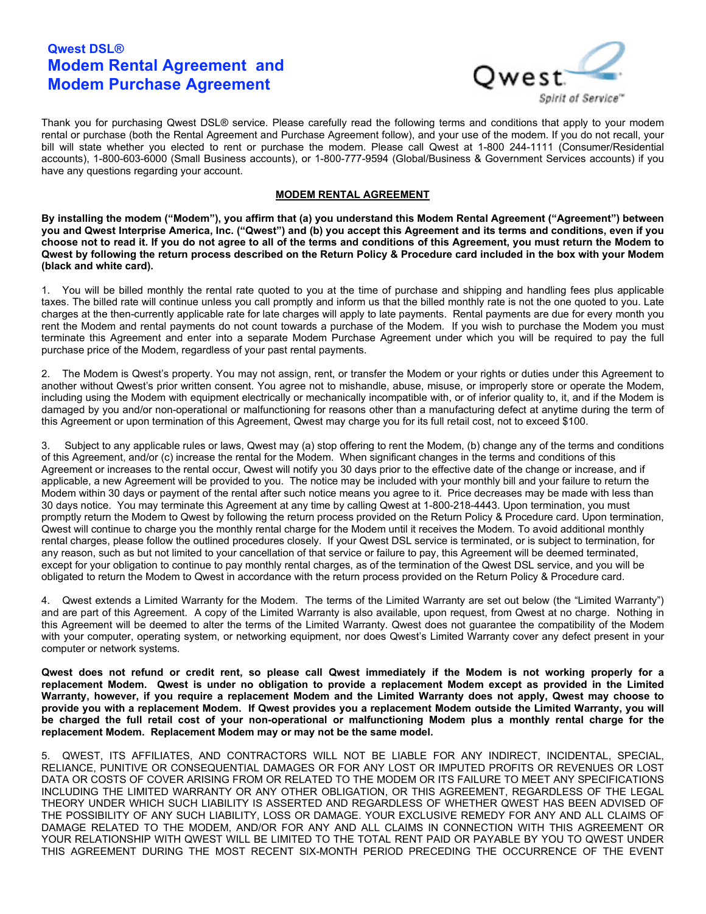# Qwest DSL®

# Modem Rental Agreement and Modem Purchase Agreement

Thank you for purchasing Qwest DSL® service. Please carefully read the following terms and conditions that apply to your modem rental or purchase (both the Rental Agreement and Purchase Agreement follow), and your use of the modem. If you do not recall, your bill will state whether you elected to rent or purchase the modem. Please call Qwest at 1-800 244-1111 (Consumer/Residential accounts), 1-800-603-6000 (Small Business accounts), or 1-800-777-9594 (Global/Business & Government Services accounts) if you have any questions regarding your account.

## MODEM RENTAL AGREEMENT

**By installing the modem ("Modem"), you affirm that (a) you understand this Modem Rental Agreement ("Agreement") between you and Qwest Interprise America, Inc. ("Qwest") and (b) you accept this Agreement and its terms and conditions, even if you choose not to read it. If you do not agree to all of the terms and conditions of this Agreement, you must return the Modem to Qwest by following the return process described on the Return Policy & Procedure card included in the box with your Modem (black and white card).**

1. You will be billed monthly the rental rate quoted to you at the time of purchase and shipping and handling fees plus applicable taxes. The billed rate will continue unless you call promptly and inform us that the billed monthly rate is not the one quoted to you. Late charges at the then-currently applicable rate for late charges will apply to late payments. Rental payments are due for every month you rent the Modem and rental payments do not count towards a purchase of the Modem. If you wish to purchase the Modem you must terminate this Agreement and enter into a separate Modem Purchase Agreement under which you will be required to pay the full purchase price of the Modem, regardless of your past rental payments.

2. The Modem is Qwest's property. You may not assign, rent, or transfer the Modem or your rights or duties under this Agreement to another without Qwest's prior written consent. You agree not to mishandle, abuse, misuse, or improperly store or operate the Modem, including using the Modem with equipment electrically or mechanically incompatible with, or of inferior quality to, it, and if the Modem is damaged by you and/or non-operational or malfunctioning for reasons other than a manufacturing defect at anytime during the term of this Agreement or upon termination of this Agreement, Qwest may charge you for its full retail cost, not to exceed $100.

3. Subject to any applicable rules or laws, Qwest may (a) stop offering to rent the Modem, (b) change any of the terms and conditions of this Agreement, and/or (c) increase the rental for the Modem. When significant changes in the terms and conditions of this Agreement or increases to the rental occur, Qwest will notify you 30 days prior to the effective date of the change or increase, and if applicable, a new Agreement will be provided to you. The notice may be included with your monthly bill and your failure to return the Modem within 30 days or payment of the rental after such notice means you agree to it. Price decreases may be made with less than 30 days notice. You may terminate this Agreement at any time by calling Qwest at 1-800-218-4443. Upon termination, you must promptly return the Modem to Qwest by following the return process provided on the Return Policy & Procedure card. Upon termination, Qwest will continue to charge you the monthly rental charge for the Modem until it receives the Modem. To avoid additional monthly rental charges, please follow the outlined procedures closely. If your Qwest DSL service is terminated, or is subject to termination, for any reason, such as but not limited to your cancellation of that service or failure to pay, this Agreement will be deemed terminated, except for your obligation to continue to pay monthly rental charges, as of the termination of the Qwest DSL service, and you will be obligated to return the Modem to Qwest in accordance with the return process provided on the Return Policy & Procedure card.

4. Qwest extends a Limited Warranty for the Modem. The terms of the Limited Warranty are set out below (the "Limited Warranty") and are part of this Agreement. A copy of the Limited Warranty is also available, upon request, from Qwest at no charge. Nothing in this Agreement will be deemed to alter the terms of the Limited Warranty. Qwest does not guarantee the compatibility of the Modem with your computer, operating system, or networking equipment, nor does Qwest's Limited Warranty cover any defect present in your computer or network systems.

**Qwest does not refund or credit rent, so please call Qwest immediately if the Modem is not working properly for a replacement Modem. Qwest is under no obligation to provide a replacement Modem except as provided in the Limited Warranty, however, if you require a replacement Modem and the Limited Warranty does not apply, Qwest may choose to provide you with a replacement Modem. If Qwest provides you a replacement Modem outside the Limited Warranty, you will be charged the full retail cost of your non-operational or malfunctioning Modem plus a monthly rental charge for the replacement Modem. Replacement Modem may or may not be the same model.**

5. QWEST, ITS AFFILIATES, AND CONTRACTORS WILL NOT BE LIABLE FOR ANY INDIRECT, INCIDENTAL, SPECIAL, RELIANCE, PUNITIVE OR CONSEQUENTIAL DAMAGES OR FOR ANY LOST OR IMPUTED PROFITS OR REVENUES OR LOST DATA OR COSTS OF COVER ARISING FROM OR RELATED TO THE MODEM OR ITS FAILURE TO MEET ANY SPECIFICATIONS INCLUDING THE LIMITED WARRANTY OR ANY OTHER OBLIGATION, OR THIS AGREEMENT, REGARDLESS OF THE LEGAL THEORY UNDER WHICH SUCH LIABILITY IS ASSERTED AND REGARDLESS OF WHETHER QWEST HAS BEEN ADVISED OF THE POSSIBILITY OF ANY SUCH LIABILITY, LOSS OR DAMAGE. YOUR EXCLUSIVE REMEDY FOR ANY AND ALL CLAIMS OF DAMAGE RELATED TO THE MODEM, AND/OR FOR ANY AND ALL CLAIMS IN CONNECTION WITH THIS AGREEMENT OR YOUR RELATIONSHIP WITH QWEST WILL BE LIMITED TO THE TOTAL RENT PAID OR PAYABLE BY YOU TO QWEST UNDER THIS AGREEMENT DURING THE MOST RECENT SIX-MONTH PERIOD PRECEDING THE OCCURRENCE OF THE EVENT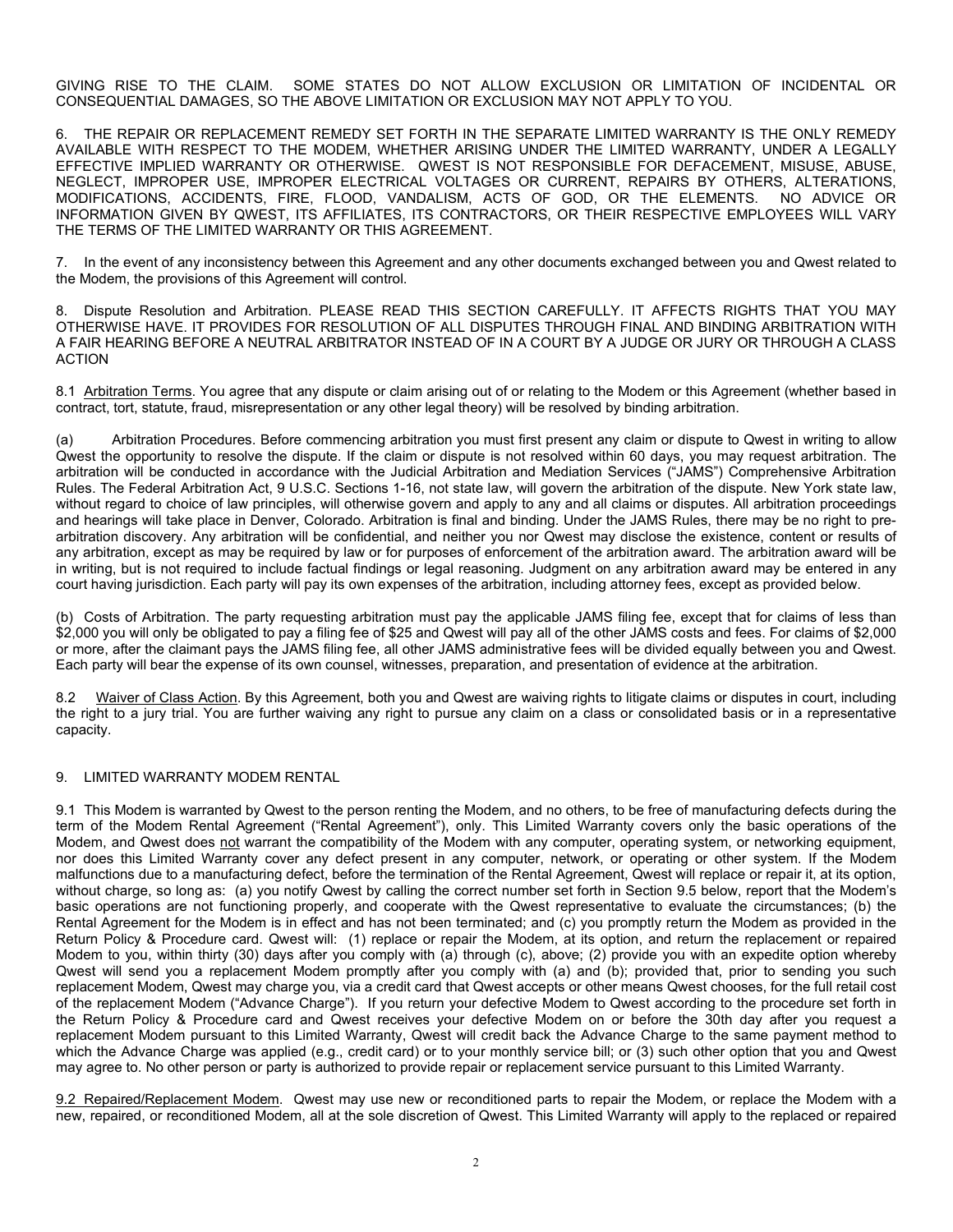GIVING RISE TO THE CLAIM. SOME STATES DO NOT ALLOW EXCLUSION OR LIMITATION OF INCIDENTAL OR CONSEQUENTIAL DAMAGES, SO THE ABOVE LIMITATION OR EXCLUSION MAY NOT APPLY TO YOU.

6. THE REPAIR OR REPLACEMENT REMEDY SET FORTH IN THE SEPARATE LIMITED WARRANTY IS THE ONLY REMEDY AVAILABLE WITH RESPECT TO THE MODEM, WHETHER ARISING UNDER THE LIMITED WARRANTY, UNDER A LEGALLY EFFECTIVE IMPLIED WARRANTY OR OTHERWISE. QWEST IS NOT RESPONSIBLE FOR DEFACEMENT, MISUSE, ABUSE, NEGLECT, IMPROPER USE, IMPROPER ELECTRICAL VOLTAGES OR CURRENT, REPAIRS BY OTHERS, ALTERATIONS, MODIFICATIONS, ACCIDENTS, FIRE, FLOOD, VANDALISM, ACTS OF GOD, OR THE ELEMENTS. NO ADVICE OR INFORMATION GIVEN BY QWEST, ITS AFFILIATES, ITS CONTRACTORS, OR THEIR RESPECTIVE EMPLOYEES WILL VARY THE TERMS OF THE LIMITED WARRANTY OR THIS AGREEMENT.

7. In the event of any inconsistency between this Agreement and any other documents exchanged between you and Qwest related to the Modem, the provisions of this Agreement will control.

8. Dispute Resolution and Arbitration. PLEASE READ THIS SECTION CAREFULLY. IT AFFECTS RIGHTS THAT YOU MAY OTHERWISE HAVE. IT PROVIDES FOR RESOLUTION OF ALL DISPUTES THROUGH FINAL AND BINDING ARBITRATION WITH A FAIR HEARING BEFORE A NEUTRAL ARBITRATOR INSTEAD OF IN A COURT BY A JUDGE OR JURY OR THROUGH A CLASS ACTION

8.1 Arbitration Terms. You agree that any dispute or claim arising out of or relating to the Modem or this Agreement (whether based in contract, tort, statute, fraud, misrepresentation or any other legal theory) will be resolved by binding arbitration.

(a) Arbitration Procedures. Before commencing arbitration you must first present any claim or dispute to Qwest in writing to allow Qwest the opportunity to resolve the dispute. If the claim or dispute is not resolved within 60 days, you may request arbitration. The arbitration will be conducted in accordance with the Judicial Arbitration and Mediation Services ("JAMS") Comprehensive Arbitration Rules. The Federal Arbitration Act, 9 U.S.C. Sections 1-16, not state law, will govern the arbitration of the dispute. New York state law, without regard to choice of law principles, will otherwise govern and apply to any and all claims or disputes. All arbitration proceedings and hearings will take place in Denver, Colorado. Arbitration is final and binding. Under the JAMS Rules, there may be no right to pre-arbitration discovery. Any arbitration will be confidential, and neither you nor Qwest may disclose the existence, content or results of any arbitration, except as may be required by law or for purposes of enforcement of the arbitration award. The arbitration award will be in writing, but is not required to include factual findings or legal reasoning. Judgment on any arbitration award may be entered in any court having jurisdiction. Each party will pay its own expenses of the arbitration, including attorney fees, except as provided below.

(b) Costs of Arbitration. The party requesting arbitration must pay the applicable JAMS filing fee, except that for claims of less than $2,000 you will only be obligated to pay a filing fee of $25 and Qwest will pay all of the other JAMS costs and fees. For claims of $2,000 or more, after the claimant pays the JAMS filing fee, all other JAMS administrative fees will be divided equally between you and Qwest. Each party will bear the expense of its own counsel, witnesses, preparation, and presentation of evidence at the arbitration.

8.2 Waiver of Class Action. By this Agreement, both you and Qwest are waiving rights to litigate claims or disputes in court, including the right to a jury trial. You are further waiving any right to pursue any claim on a class or consolidated basis or in a representative capacity.

9. LIMITED WARRANTY MODEM RENTAL

9.1 This Modem is warranted by Qwest to the person renting the Modem, and no others, to be free of manufacturing defects during the term of the Modem Rental Agreement ("Rental Agreement"), only. This Limited Warranty covers only the basic operations of the Modem, and Qwest does not warrant the compatibility of the Modem with any computer, operating system, or networking equipment, nor does this Limited Warranty cover any defect present in any computer, network, or operating or other system. If the Modem malfunctions due to a manufacturing defect, before the termination of the Rental Agreement, Qwest will replace or repair it, at its option, without charge, so long as: (a) you notify Qwest by calling the correct number set forth in Section 9.5 below, report that the Modem's basic operations are not functioning properly, and cooperate with the Qwest representative to evaluate the circumstances; (b) the Rental Agreement for the Modem is in effect and has not been terminated; and (c) you promptly return the Modem as provided in the Return Policy & Procedure card. Qwest will: (1) replace or repair the Modem, at its option, and return the replacement or repaired Modem to you, within thirty (30) days after you comply with (a) through (c), above; (2) provide you with an expedite option whereby Qwest will send you a replacement Modem promptly after you comply with (a) and (b); provided that, prior to sending you such replacement Modem, Qwest may charge you, via a credit card that Qwest accepts or other means Qwest chooses, for the full retail cost of the replacement Modem ("Advance Charge"). If you return your defective Modem to Qwest according to the procedure set forth in the Return Policy & Procedure card and Qwest receives your defective Modem on or before the 30th day after you request a replacement Modem pursuant to this Limited Warranty, Qwest will credit back the Advance Charge to the same payment method to which the Advance Charge was applied (e.g., credit card) or to your monthly service bill; or (3) such other option that you and Qwest may agree to. No other person or party is authorized to provide repair or replacement service pursuant to this Limited Warranty.

9.2 Repaired/Replacement Modem. Qwest may use new or reconditioned parts to repair the Modem, or replace the Modem with a new, repaired, or reconditioned Modem, all at the sole discretion of Qwest. This Limited Warranty will apply to the replaced or repaired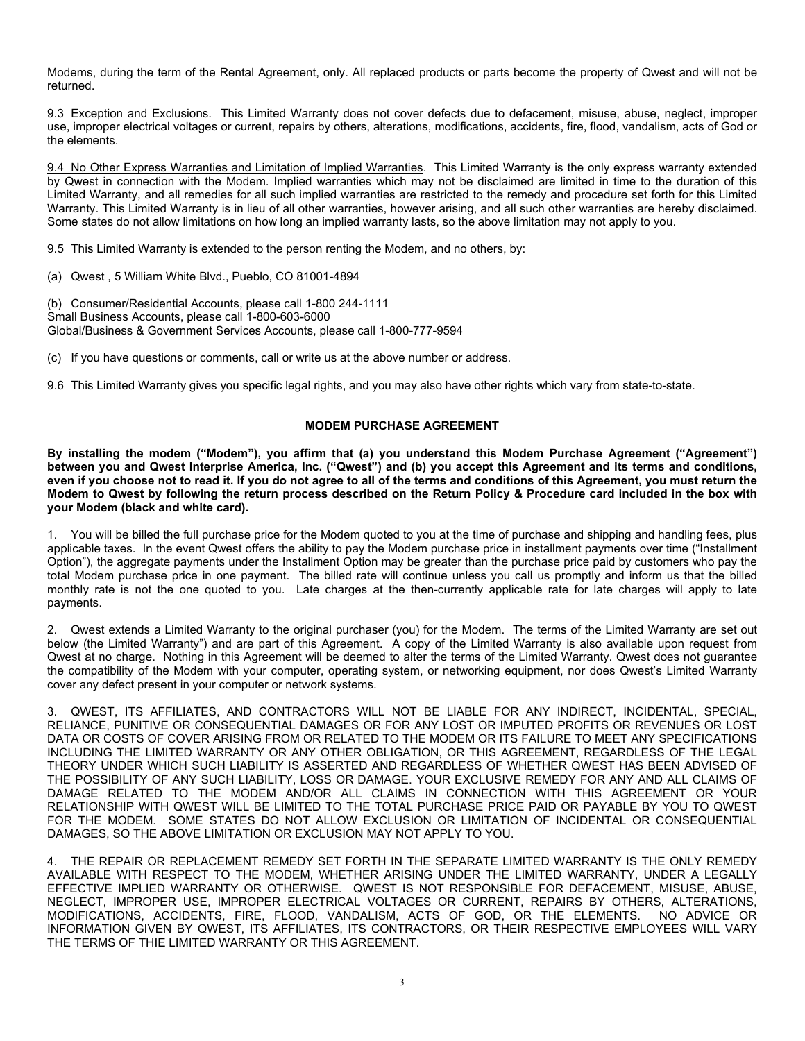Modems, during the term of the Rental Agreement, only. All replaced products or parts become the property of Qwest and will not be returned.

9.3 Exception and Exclusions. This Limited Warranty does not cover defects due to defacement, misuse, abuse, neglect, improper use, improper electrical voltages or current, repairs by others, alterations, modifications, accidents, fire, flood, vandalism, acts of God or the elements.

9.4 No Other Express Warranties and Limitation of Implied Warranties. This Limited Warranty is the only express warranty extended by Qwest in connection with the Modem. Implied warranties which may not be disclaimed are limited in time to the duration of this Limited Warranty, and all remedies for all such implied warranties are restricted to the remedy and procedure set forth for this Limited Warranty. This Limited Warranty is in lieu of all other warranties, however arising, and all such other warranties are hereby disclaimed. Some states do not allow limitations on how long an implied warranty lasts, so the above limitation may not apply to you.

9.5 This Limited Warranty is extended to the person renting the Modem, and no others, by:

(a) Qwest , 5 William White Blvd., Pueblo, CO 81001-4894

(b) Consumer/Residential Accounts, please call 1-800 244-1111
Small Business Accounts, please call 1-800-603-6000
Global/Business & Government Services Accounts, please call 1-800-777-9594

(c) If you have questions or comments, call or write us at the above number or address.

9.6 This Limited Warranty gives you specific legal rights, and you may also have other rights which vary from state-to-state.

## MODEM PURCHASE AGREEMENT

**By installing the modem ("Modem"), you affirm that (a) you understand this Modem Purchase Agreement ("Agreement") between you and Qwest Interprise America, Inc. ("Qwest") and (b) you accept this Agreement and its terms and conditions, even if you choose not to read it. If you do not agree to all of the terms and conditions of this Agreement, you must return the Modem to Qwest by following the return process described on the Return Policy & Procedure card included in the box with your Modem (black and white card).**

1. You will be billed the full purchase price for the Modem quoted to you at the time of purchase and shipping and handling fees, plus applicable taxes. In the event Qwest offers the ability to pay the Modem purchase price in installment payments over time ("Installment Option"), the aggregate payments under the Installment Option may be greater than the purchase price paid by customers who pay the total Modem purchase price in one payment. The billed rate will continue unless you call us promptly and inform us that the billed monthly rate is not the one quoted to you. Late charges at the then-currently applicable rate for late charges will apply to late payments.

2. Qwest extends a Limited Warranty to the original purchaser (you) for the Modem. The terms of the Limited Warranty are set out below (the Limited Warranty") and are part of this Agreement. A copy of the Limited Warranty is also available upon request from Qwest at no charge. Nothing in this Agreement will be deemed to alter the terms of the Limited Warranty. Qwest does not guarantee the compatibility of the Modem with your computer, operating system, or networking equipment, nor does Qwest's Limited Warranty cover any defect present in your computer or network systems.

3. QWEST, ITS AFFILIATES, AND CONTRACTORS WILL NOT BE LIABLE FOR ANY INDIRECT, INCIDENTAL, SPECIAL, RELIANCE, PUNITIVE OR CONSEQUENTIAL DAMAGES OR FOR ANY LOST OR IMPUTED PROFITS OR REVENUES OR LOST DATA OR COSTS OF COVER ARISING FROM OR RELATED TO THE MODEM OR ITS FAILURE TO MEET ANY SPECIFICATIONS INCLUDING THE LIMITED WARRANTY OR ANY OTHER OBLIGATION, OR THIS AGREEMENT, REGARDLESS OF THE LEGAL THEORY UNDER WHICH SUCH LIABILITY IS ASSERTED AND REGARDLESS OF WHETHER QWEST HAS BEEN ADVISED OF THE POSSIBILITY OF ANY SUCH LIABILITY, LOSS OR DAMAGE. YOUR EXCLUSIVE REMEDY FOR ANY AND ALL CLAIMS OF DAMAGE RELATED TO THE MODEM AND/OR ALL CLAIMS IN CONNECTION WITH THIS AGREEMENT OR YOUR RELATIONSHIP WITH QWEST WILL BE LIMITED TO THE TOTAL PURCHASE PRICE PAID OR PAYABLE BY YOU TO QWEST FOR THE MODEM. SOME STATES DO NOT ALLOW EXCLUSION OR LIMITATION OF INCIDENTAL OR CONSEQUENTIAL DAMAGES, SO THE ABOVE LIMITATION OR EXCLUSION MAY NOT APPLY TO YOU.

4. THE REPAIR OR REPLACEMENT REMEDY SET FORTH IN THE SEPARATE LIMITED WARRANTY IS THE ONLY REMEDY AVAILABLE WITH RESPECT TO THE MODEM, WHETHER ARISING UNDER THE LIMITED WARRANTY, UNDER A LEGALLY EFFECTIVE IMPLIED WARRANTY OR OTHERWISE. QWEST IS NOT RESPONSIBLE FOR DEFACEMENT, MISUSE, ABUSE, NEGLECT, IMPROPER USE, IMPROPER ELECTRICAL VOLTAGES OR CURRENT, REPAIRS BY OTHERS, ALTERATIONS, MODIFICATIONS, ACCIDENTS, FIRE, FLOOD, VANDALISM, ACTS OF GOD, OR THE ELEMENTS. NO ADVICE OR INFORMATION GIVEN BY QWEST, ITS AFFILIATES, ITS CONTRACTORS, OR THEIR RESPECTIVE EMPLOYEES WILL VARY THE TERMS OF THIE LIMITED WARRANTY OR THIS AGREEMENT.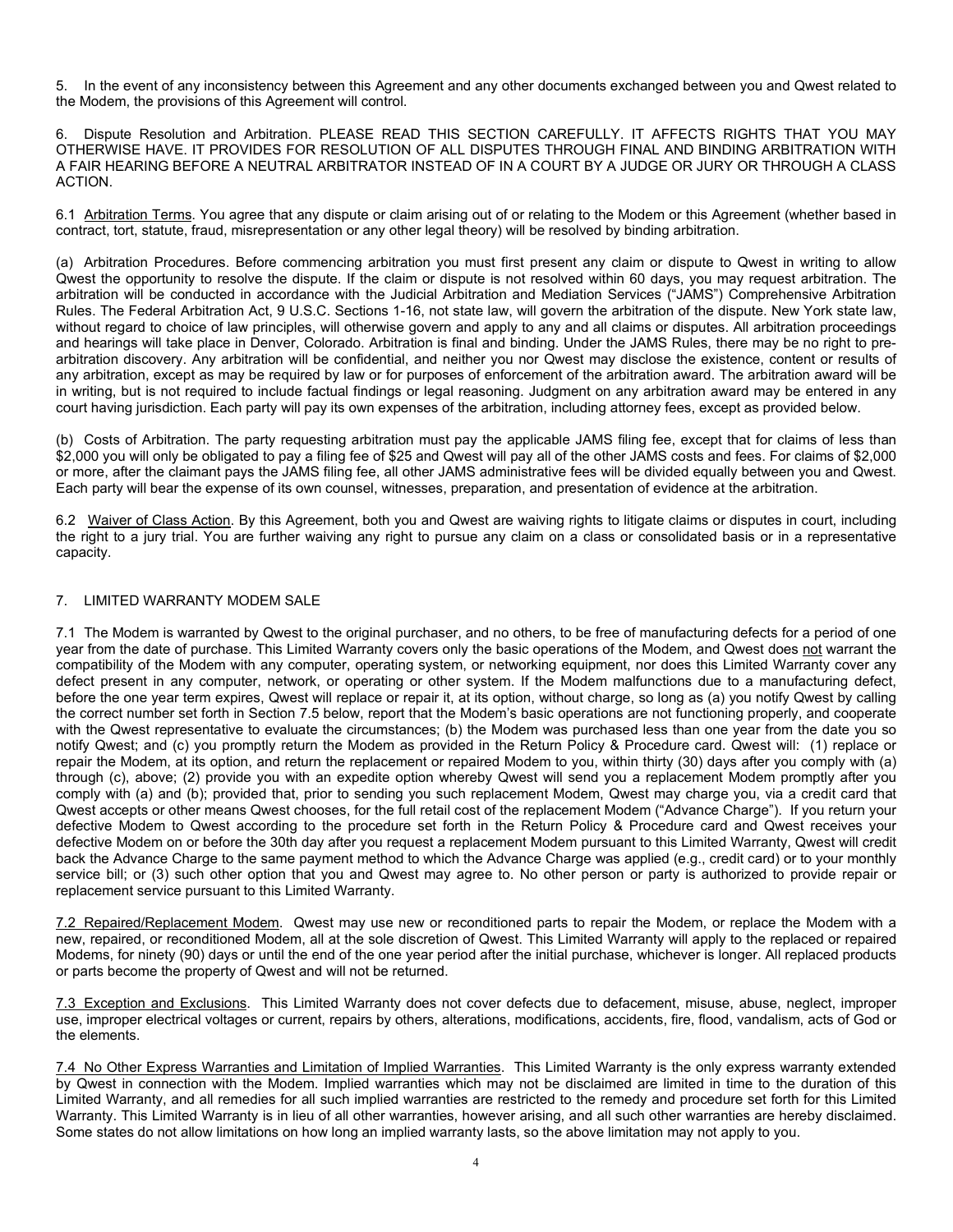5. In the event of any inconsistency between this Agreement and any other documents exchanged between you and Qwest related to the Modem, the provisions of this Agreement will control.

6. Dispute Resolution and Arbitration. PLEASE READ THIS SECTION CAREFULLY. IT AFFECTS RIGHTS THAT YOU MAY OTHERWISE HAVE. IT PROVIDES FOR RESOLUTION OF ALL DISPUTES THROUGH FINAL AND BINDING ARBITRATION WITH A FAIR HEARING BEFORE A NEUTRAL ARBITRATOR INSTEAD OF IN A COURT BY A JUDGE OR JURY OR THROUGH A CLASS ACTION.

6.1 Arbitration Terms. You agree that any dispute or claim arising out of or relating to the Modem or this Agreement (whether based in contract, tort, statute, fraud, misrepresentation or any other legal theory) will be resolved by binding arbitration.

(a) Arbitration Procedures. Before commencing arbitration you must first present any claim or dispute to Qwest in writing to allow Qwest the opportunity to resolve the dispute. If the claim or dispute is not resolved within 60 days, you may request arbitration. The arbitration will be conducted in accordance with the Judicial Arbitration and Mediation Services ("JAMS") Comprehensive Arbitration Rules. The Federal Arbitration Act, 9 U.S.C. Sections 1-16, not state law, will govern the arbitration of the dispute. New York state law, without regard to choice of law principles, will otherwise govern and apply to any and all claims or disputes. All arbitration proceedings and hearings will take place in Denver, Colorado. Arbitration is final and binding. Under the JAMS Rules, there may be no right to pre-arbitration discovery. Any arbitration will be confidential, and neither you nor Qwest may disclose the existence, content or results of any arbitration, except as may be required by law or for purposes of enforcement of the arbitration award. The arbitration award will be in writing, but is not required to include factual findings or legal reasoning. Judgment on any arbitration award may be entered in any court having jurisdiction. Each party will pay its own expenses of the arbitration, including attorney fees, except as provided below.

(b) Costs of Arbitration. The party requesting arbitration must pay the applicable JAMS filing fee, except that for claims of less than $2,000 you will only be obligated to pay a filing fee of $25 and Qwest will pay all of the other JAMS costs and fees. For claims of $2,000 or more, after the claimant pays the JAMS filing fee, all other JAMS administrative fees will be divided equally between you and Qwest. Each party will bear the expense of its own counsel, witnesses, preparation, and presentation of evidence at the arbitration.

6.2 Waiver of Class Action. By this Agreement, both you and Qwest are waiving rights to litigate claims or disputes in court, including the right to a jury trial. You are further waiving any right to pursue any claim on a class or consolidated basis or in a representative capacity.

7. LIMITED WARRANTY MODEM SALE

7.1 The Modem is warranted by Qwest to the original purchaser, and no others, to be free of manufacturing defects for a period of one year from the date of purchase. This Limited Warranty covers only the basic operations of the Modem, and Qwest does not warrant the compatibility of the Modem with any computer, operating system, or networking equipment, nor does this Limited Warranty cover any defect present in any computer, network, or operating or other system. If the Modem malfunctions due to a manufacturing defect, before the one year term expires, Qwest will replace or repair it, at its option, without charge, so long as (a) you notify Qwest by calling the correct number set forth in Section 7.5 below, report that the Modem's basic operations are not functioning properly, and cooperate with the Qwest representative to evaluate the circumstances; (b) the Modem was purchased less than one year from the date you so notify Qwest; and (c) you promptly return the Modem as provided in the Return Policy & Procedure card. Qwest will: (1) replace or repair the Modem, at its option, and return the replacement or repaired Modem to you, within thirty (30) days after you comply with (a) through (c), above; (2) provide you with an expedite option whereby Qwest will send you a replacement Modem promptly after you comply with (a) and (b); provided that, prior to sending you such replacement Modem, Qwest may charge you, via a credit card that Qwest accepts or other means Qwest chooses, for the full retail cost of the replacement Modem ("Advance Charge"). If you return your defective Modem to Qwest according to the procedure set forth in the Return Policy & Procedure card and Qwest receives your defective Modem on or before the 30th day after you request a replacement Modem pursuant to this Limited Warranty, Qwest will credit back the Advance Charge to the same payment method to which the Advance Charge was applied (e.g., credit card) or to your monthly service bill; or (3) such other option that you and Qwest may agree to. No other person or party is authorized to provide repair or replacement service pursuant to this Limited Warranty.

7.2 Repaired/Replacement Modem. Qwest may use new or reconditioned parts to repair the Modem, or replace the Modem with a new, repaired, or reconditioned Modem, all at the sole discretion of Qwest. This Limited Warranty will apply to the replaced or repaired Modems, for ninety (90) days or until the end of the one year period after the initial purchase, whichever is longer. All replaced products or parts become the property of Qwest and will not be returned.

7.3 Exception and Exclusions. This Limited Warranty does not cover defects due to defacement, misuse, abuse, neglect, improper use, improper electrical voltages or current, repairs by others, alterations, modifications, accidents, fire, flood, vandalism, acts of God or the elements.

7.4 No Other Express Warranties and Limitation of Implied Warranties. This Limited Warranty is the only express warranty extended by Qwest in connection with the Modem. Implied warranties which may not be disclaimed are limited in time to the duration of this Limited Warranty, and all remedies for all such implied warranties are restricted to the remedy and procedure set forth for this Limited Warranty. This Limited Warranty is in lieu of all other warranties, however arising, and all such other warranties are hereby disclaimed. Some states do not allow limitations on how long an implied warranty lasts, so the above limitation may not apply to you.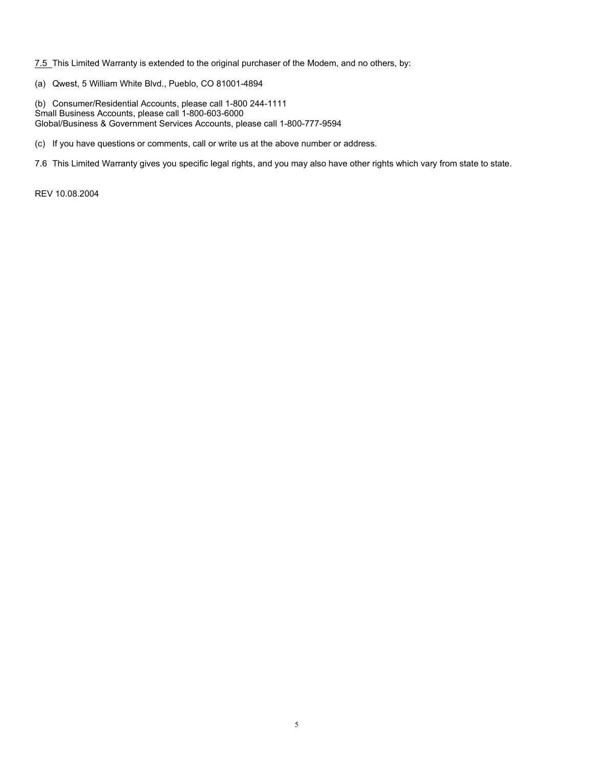7.5 This Limited Warranty is extended to the original purchaser of the Modem, and no others, by:

(a) Qwest, 5 William White Blvd., Pueblo, CO 81001-4894

(b) Consumer/Residential Accounts, please call 1-800 244-1111
Small Business Accounts, please call 1-800-603-6000
Global/Business & Government Services Accounts, please call 1-800-777-9594

(c) If you have questions or comments, call or write us at the above number or address.

7.6 This Limited Warranty gives you specific legal rights, and you may also have other rights which vary from state to state.

REV 10.08.2004